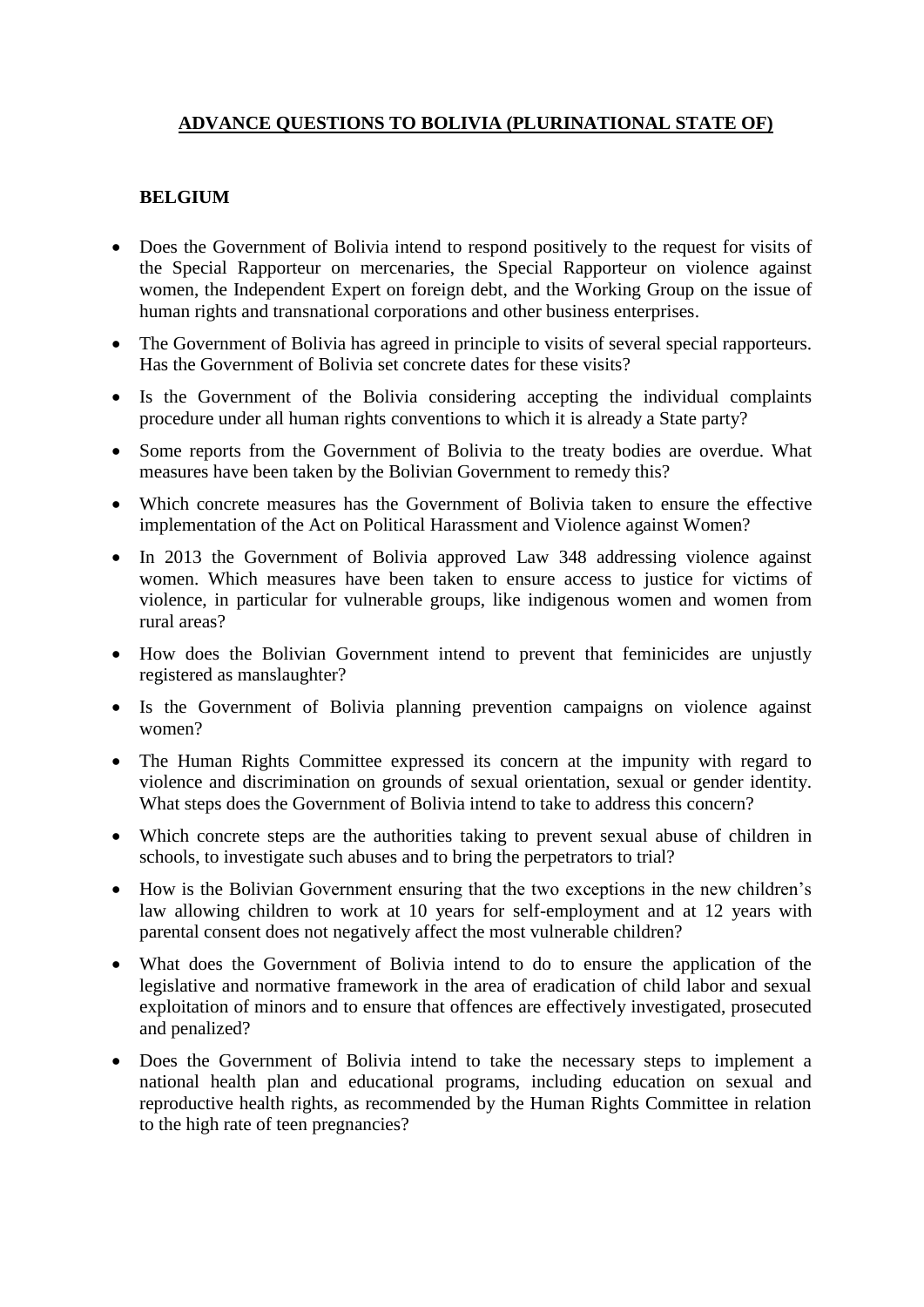# ADVANCE QUESTIONS TO BOLIVIA (PLURINATIONAL STATE OF)

## BELGIUM

- Does the Government of Bolivia intend to respond positively to the request for visits of the Special Rapporteur on mercenaries, the Special Rapporteur on violence against women, the Independent Expert on foreign debt, and the Working Group on the issue of human rights and transnational corporations and other business enterprises.
- The Government of Bolivia has agreed in principle to visits of several special rapporteurs. Has the Government of Bolivia set concrete dates for these visits?
- Is the Government of the Bolivia considering accepting the individual complaints procedure under all human rights conventions to which it is already a State party?
- Some reports from the Government of Bolivia to the treaty bodies are overdue. What measures have been taken by the Bolivian Government to remedy this?
- Which concrete measures has the Government of Bolivia taken to ensure the effective implementation of the Act on Political Harassment and Violence against Women?
- In 2013 the Government of Bolivia approved Law 348 addressing violence against women. Which measures have been taken to ensure access to justice for victims of violence, in particular for vulnerable groups, like indigenous women and women from rural areas?
- How does the Bolivian Government intend to prevent that feminicides are unjustly registered as manslaughter?
- Is the Government of Bolivia planning prevention campaigns on violence against women?
- The Human Rights Committee expressed its concern at the impunity with regard to violence and discrimination on grounds of sexual orientation, sexual or gender identity. What steps does the Government of Bolivia intend to take to address this concern?
- Which concrete steps are the authorities taking to prevent sexual abuse of children in schools, to investigate such abuses and to bring the perpetrators to trial?
- How is the Bolivian Government ensuring that the two exceptions in the new children's law allowing children to work at 10 years for self-employment and at 12 years with parental consent does not negatively affect the most vulnerable children?
- What does the Government of Bolivia intend to do to ensure the application of the legislative and normative framework in the area of eradication of child labor and sexual exploitation of minors and to ensure that offences are effectively investigated, prosecuted and penalized?
- Does the Government of Bolivia intend to take the necessary steps to implement a national health plan and educational programs, including education on sexual and reproductive health rights, as recommended by the Human Rights Committee in relation to the high rate of teen pregnancies?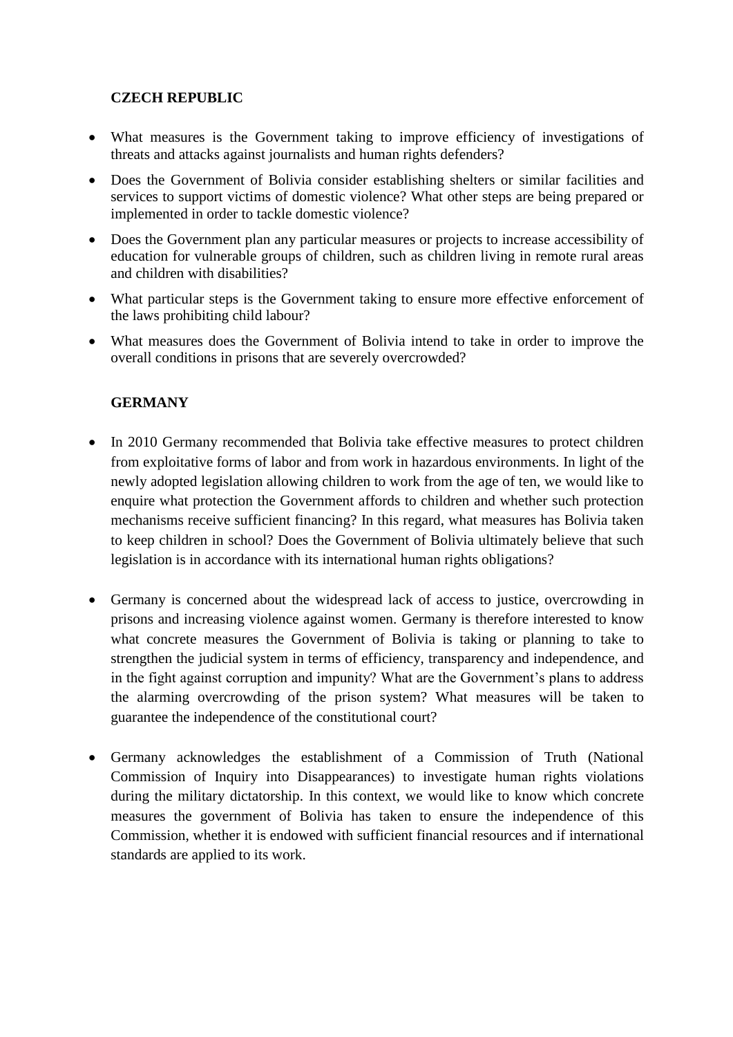**CZECH REPUBLIC**

- What measures is the Government taking to improve efficiency of investigations of threats and attacks against journalists and human rights defenders?
- Does the Government of Bolivia consider establishing shelters or similar facilities and services to support victims of domestic violence? What other steps are being prepared or implemented in order to tackle domestic violence?
- Does the Government plan any particular measures or projects to increase accessibility of education for vulnerable groups of children, such as children living in remote rural areas and children with disabilities?
- What particular steps is the Government taking to ensure more effective enforcement of the laws prohibiting child labour?
- What measures does the Government of Bolivia intend to take in order to improve the overall conditions in prisons that are severely overcrowded?

**GERMANY**

- In 2010 Germany recommended that Bolivia take effective measures to protect children from exploitative forms of labor and from work in hazardous environments. In light of the newly adopted legislation allowing children to work from the age of ten, we would like to enquire what protection the Government affords to children and whether such protection mechanisms receive sufficient financing? In this regard, what measures has Bolivia taken to keep children in school? Does the Government of Bolivia ultimately believe that such legislation is in accordance with its international human rights obligations?

- Germany is concerned about the widespread lack of access to justice, overcrowding in prisons and increasing violence against women. Germany is therefore interested to know what concrete measures the Government of Bolivia is taking or planning to take to strengthen the judicial system in terms of efficiency, transparency and independence, and in the fight against corruption and impunity? What are the Government's plans to address the alarming overcrowding of the prison system? What measures will be taken to guarantee the independence of the constitutional court?

- Germany acknowledges the establishment of a Commission of Truth (National Commission of Inquiry into Disappearances) to investigate human rights violations during the military dictatorship. In this context, we would like to know which concrete measures the government of Bolivia has taken to ensure the independence of this Commission, whether it is endowed with sufficient financial resources and if international standards are applied to its work.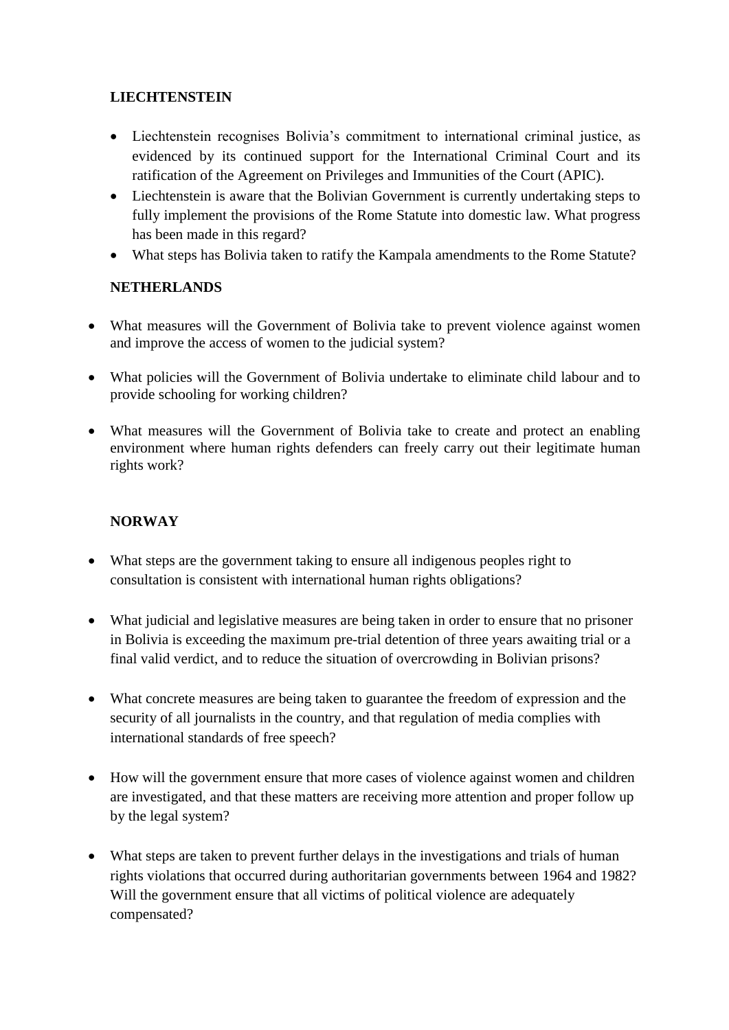**LIECHTENSTEIN**

- Liechtenstein recognises Bolivia's commitment to international criminal justice, as evidenced by its continued support for the International Criminal Court and its ratification of the Agreement on Privileges and Immunities of the Court (APIC).
- Liechtenstein is aware that the Bolivian Government is currently undertaking steps to fully implement the provisions of the Rome Statute into domestic law. What progress has been made in this regard?
- What steps has Bolivia taken to ratify the Kampala amendments to the Rome Statute?

**NETHERLANDS**

- What measures will the Government of Bolivia take to prevent violence against women and improve the access of women to the judicial system?
- What policies will the Government of Bolivia undertake to eliminate child labour and to provide schooling for working children?
- What measures will the Government of Bolivia take to create and protect an enabling environment where human rights defenders can freely carry out their legitimate human rights work?

**NORWAY**

- What steps are the government taking to ensure all indigenous peoples right to consultation is consistent with international human rights obligations?
- What judicial and legislative measures are being taken in order to ensure that no prisoner in Bolivia is exceeding the maximum pre-trial detention of three years awaiting trial or a final valid verdict, and to reduce the situation of overcrowding in Bolivian prisons?
- What concrete measures are being taken to guarantee the freedom of expression and the security of all journalists in the country, and that regulation of media complies with international standards of free speech?
- How will the government ensure that more cases of violence against women and children are investigated, and that these matters are receiving more attention and proper follow up by the legal system?
- What steps are taken to prevent further delays in the investigations and trials of human rights violations that occurred during authoritarian governments between 1964 and 1982? Will the government ensure that all victims of political violence are adequately compensated?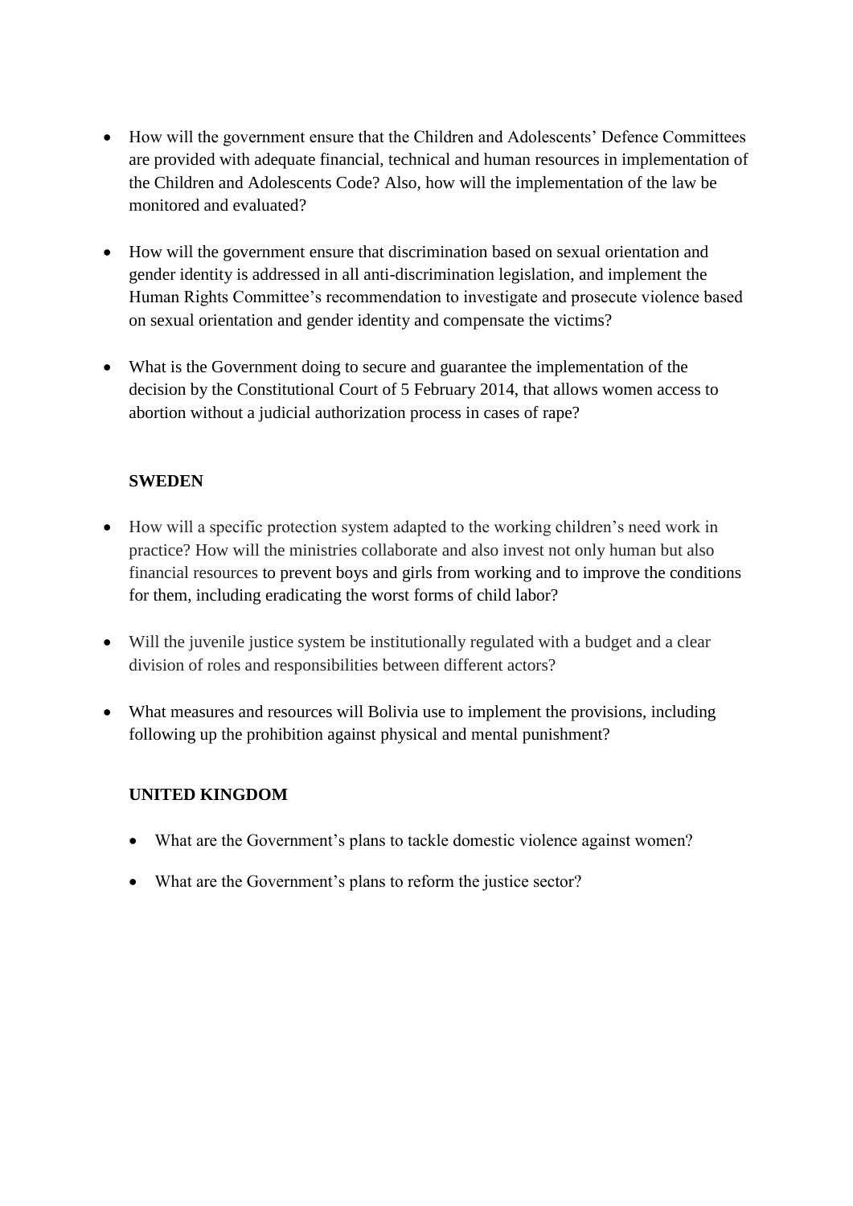- How will the government ensure that the Children and Adolescents' Defence Committees are provided with adequate financial, technical and human resources in implementation of the Children and Adolescents Code? Also, how will the implementation of the law be monitored and evaluated?

- How will the government ensure that discrimination based on sexual orientation and gender identity is addressed in all anti-discrimination legislation, and implement the Human Rights Committee's recommendation to investigate and prosecute violence based on sexual orientation and gender identity and compensate the victims?

- What is the Government doing to secure and guarantee the implementation of the decision by the Constitutional Court of 5 February 2014, that allows women access to abortion without a judicial authorization process in cases of rape?

**SWEDEN**

- How will a specific protection system adapted to the working children's need work in practice? How will the ministries collaborate and also invest not only human but also financial resources to prevent boys and girls from working and to improve the conditions for them, including eradicating the worst forms of child labor?

- Will the juvenile justice system be institutionally regulated with a budget and a clear division of roles and responsibilities between different actors?

- What measures and resources will Bolivia use to implement the provisions, including following up the prohibition against physical and mental punishment?

**UNITED KINGDOM**

- What are the Government's plans to tackle domestic violence against women?

- What are the Government's plans to reform the justice sector?